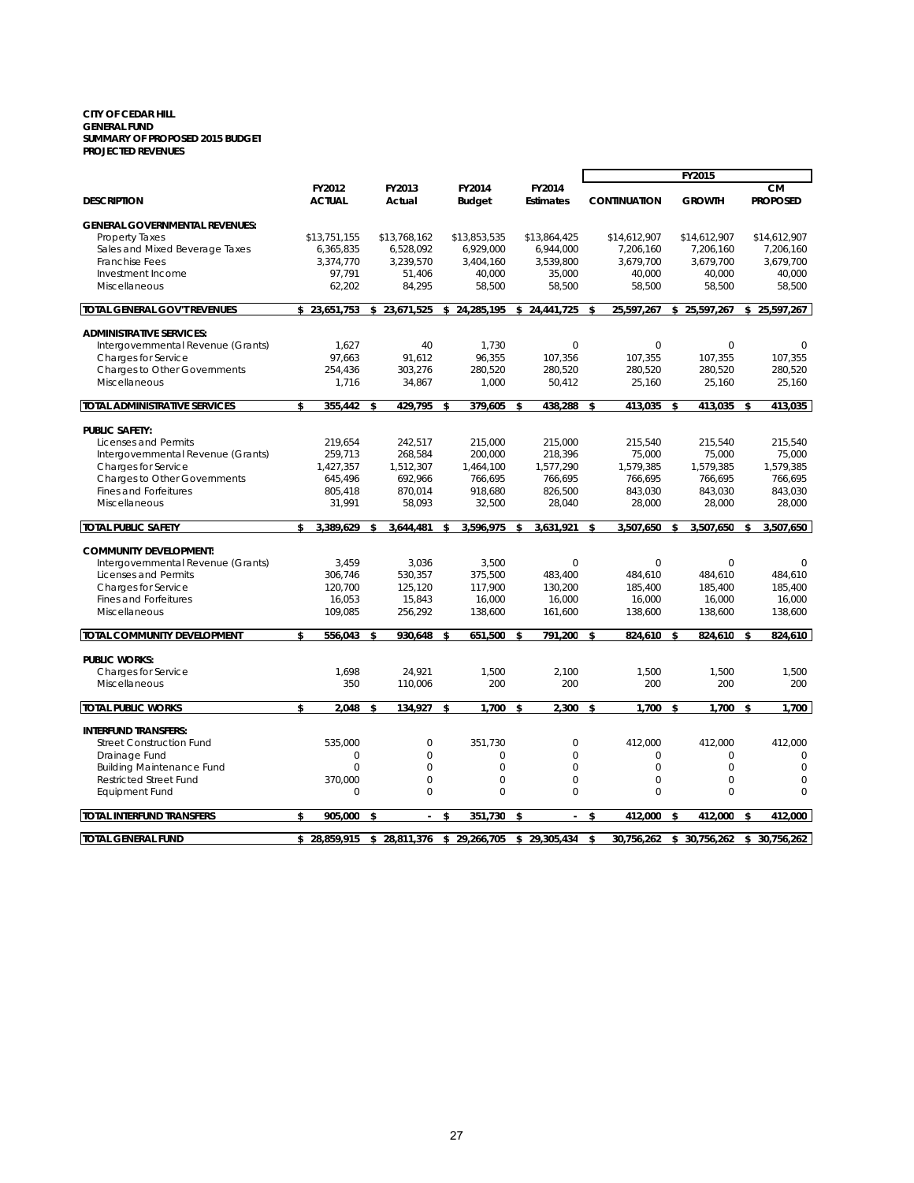**CITY OF CEDAR HILL**
**GENERAL FUND**
**SUMMARY OF PROPOSED 2015 BUDGET**
**PROJECTED REVENUES**

| | | | | | FY2015 | | |
|---|---|---|---|---|---|---|---|
| **DESCRIPTION** | **FY2012 ACTUAL** | **FY2013 Actual** | **FY2014 Budget** | **FY2014 Estimates** | **CONTINUATION** | **GROWTH** | **CM PROPOSED** |
| **GENERAL GOVERNMENTAL REVENUES:** | | | | | | | |
| Property Taxes | $13,751,155 | $13,768,162 | $13,853,535 | $13,864,425 | $14,612,907 | $14,612,907 | $14,612,907 |
| Sales and Mixed Beverage Taxes | 6,365,835 | 6,528,092 | 6,929,000 | 6,944,000 | 7,206,160 | 7,206,160 | 7,206,160 |
| Franchise Fees | 3,374,770 | 3,239,570 | 3,404,160 | 3,539,800 | 3,679,700 | 3,679,700 | 3,679,700 |
| Investment Income | 97,791 | 51,406 | 40,000 | 35,000 | 40,000 | 40,000 | 40,000 |
| Miscellaneous | 62,202 | 84,295 | 58,500 | 58,500 | 58,500 | 58,500 | 58,500 |
| **TOTAL GENERAL GOV'T REVENUES** | **$ 23,651,753** | **$ 23,671,525** | **$ 24,285,195** | **$ 24,441,725** | **$ 25,597,267** | **$ 25,597,267** | **$ 25,597,267** |
| **ADMINISTRATIVE SERVICES:** | | | | | | | |
| Intergovernmental Revenue (Grants) | 1,627 | 40 | 1,730 | 0 | 0 | 0 | 0 |
| Charges for Service | 97,663 | 91,612 | 96,355 | 107,356 | 107,355 | 107,355 | 107,355 |
| Charges to Other Governments | 254,436 | 303,276 | 280,520 | 280,520 | 280,520 | 280,520 | 280,520 |
| Miscellaneous | 1,716 | 34,867 | 1,000 | 50,412 | 25,160 | 25,160 | 25,160 |
| **TOTAL ADMINISTRATIVE SERVICES** | **$ 355,442** | **$ 429,795** | **$ 379,605** | **$ 438,288** | **$ 413,035** | **$ 413,035** | **$ 413,035** |
| **PUBLIC SAFETY:** | | | | | | | |
| Licenses and Permits | 219,654 | 242,517 | 215,000 | 215,000 | 215,540 | 215,540 | 215,540 |
| Intergovernmental Revenue (Grants) | 259,713 | 268,584 | 200,000 | 218,396 | 75,000 | 75,000 | 75,000 |
| Charges for Service | 1,427,357 | 1,512,307 | 1,464,100 | 1,577,290 | 1,579,385 | 1,579,385 | 1,579,385 |
| Charges to Other Governments | 645,496 | 692,966 | 766,695 | 766,695 | 766,695 | 766,695 | 766,695 |
| Fines and Forfeitures | 805,418 | 870,014 | 918,680 | 826,500 | 843,030 | 843,030 | 843,030 |
| Miscellaneous | 31,991 | 58,093 | 32,500 | 28,040 | 28,000 | 28,000 | 28,000 |
| **TOTAL PUBLIC SAFETY** | **$ 3,389,629** | **$ 3,644,481** | **$ 3,596,975** | **$ 3,631,921** | **$ 3,507,650** | **$ 3,507,650** | **$ 3,507,650** |
| **COMMUNITY DEVELOPMENT:** | | | | | | | |
| Intergovernmental Revenue (Grants) | 3,459 | 3,036 | 3,500 | 0 | 0 | 0 | 0 |
| Licenses and Permits | 306,746 | 530,357 | 375,500 | 483,400 | 484,610 | 484,610 | 484,610 |
| Charges for Service | 120,700 | 125,120 | 117,900 | 130,200 | 185,400 | 185,400 | 185,400 |
| Fines and Forfeitures | 16,053 | 15,843 | 16,000 | 16,000 | 16,000 | 16,000 | 16,000 |
| Miscellaneous | 109,085 | 256,292 | 138,600 | 161,600 | 138,600 | 138,600 | 138,600 |
| **TOTAL COMMUNITY DEVELOPMENT** | **$ 556,043** | **$ 930,648** | **$ 651,500** | **$ 791,200** | **$ 824,610** | **$ 824,610** | **$ 824,610** |
| **PUBLIC WORKS:** | | | | | | | |
| Charges for Service | 1,698 | 24,921 | 1,500 | 2,100 | 1,500 | 1,500 | 1,500 |
| Miscellaneous | 350 | 110,006 | 200 | 200 | 200 | 200 | 200 |
| **TOTAL PUBLIC WORKS** | **$ 2,048** | **$ 134,927** | **$ 1,700** | **$ 2,300** | **$ 1,700** | **$ 1,700** | **$ 1,700** |
| **INTERFUND TRANSFERS:** | | | | | | | |
| Street Construction Fund | 535,000 | 0 | 351,730 | 0 | 412,000 | 412,000 | 412,000 |
| Drainage Fund | 0 | 0 | 0 | 0 | 0 | 0 | 0 |
| Building Maintenance Fund | 0 | 0 | 0 | 0 | 0 | 0 | 0 |
| Restricted Street Fund | 370,000 | 0 | 0 | 0 | 0 | 0 | 0 |
| Equipment Fund | 0 | 0 | 0 | 0 | 0 | 0 | 0 |
| **TOTAL INTERFUND TRANSFERS** | **$ 905,000** | **$ -** | **$ 351,730** | **$ -** | **$ 412,000** | **$ 412,000** | **$ 412,000** |
| **TOTAL GENERAL FUND** | **$ 28,859,915** | **$ 28,811,376** | **$ 29,266,705** | **$ 29,305,434** | **$ 30,756,262** | **$ 30,756,262** | **$ 30,756,262** |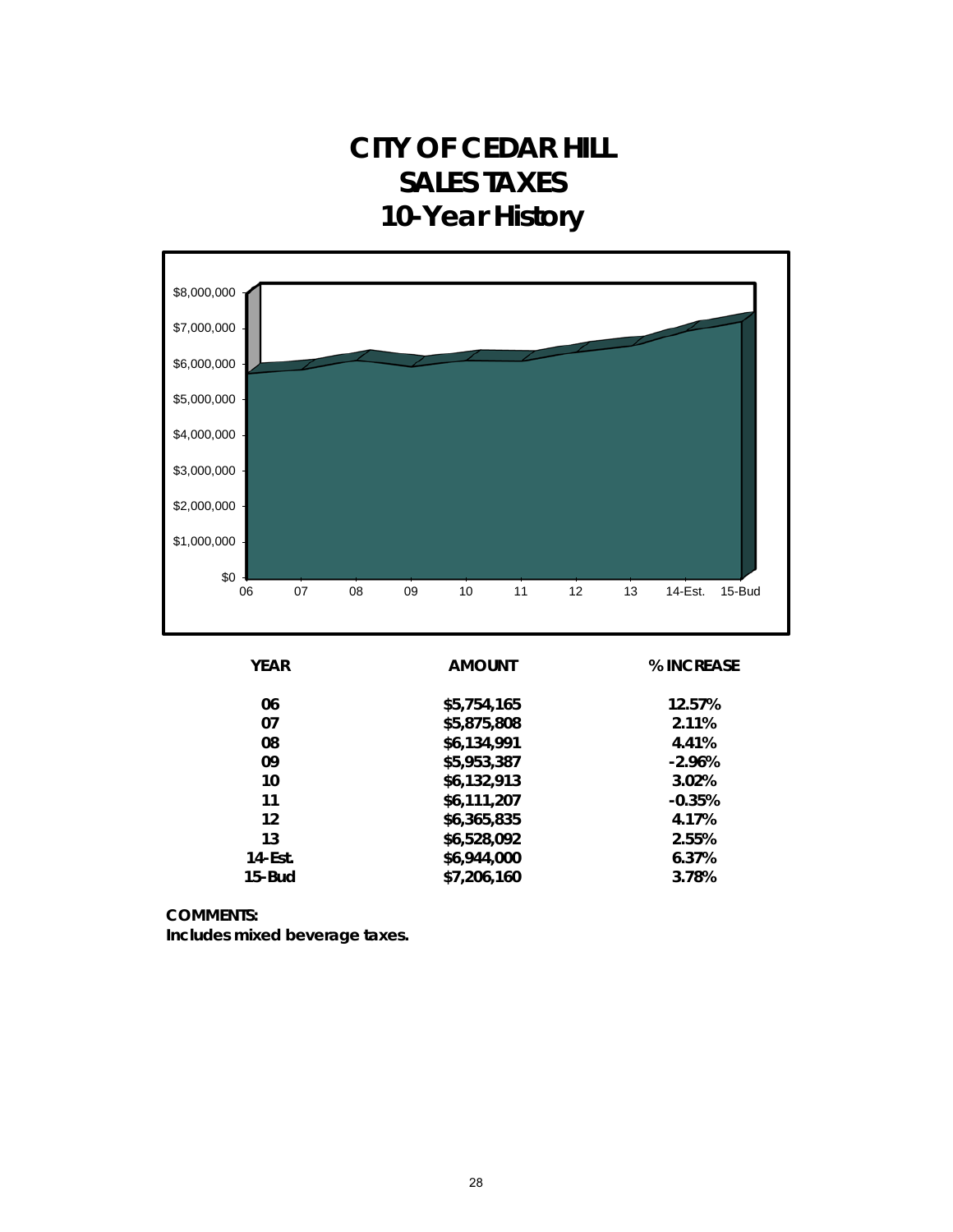# CITY OF CEDAR HILL
# SALES TAXES
# 10-Year History

| YEAR | AMOUNT | % INCREASE |
|---|---|---|
| 06 | $5,754,165 | 12.57% |
| 07 | $5,875,808 | 2.11% |
| 08 | $6,134,991 | 4.41% |
| 09 | $5,953,387 | -2.96% |
| 10 | $6,132,913 | 3.02% |
| 11 | $6,111,207 | -0.35% |
| 12 | $6,365,835 | 4.17% |
| 13 | $6,528,092 | 2.55% |
| 14-Est. | $6,944,000 | 6.37% |
| 15-Bud | $7,206,160 | 3.78% |

**COMMENTS:**
**Includes mixed beverage taxes.**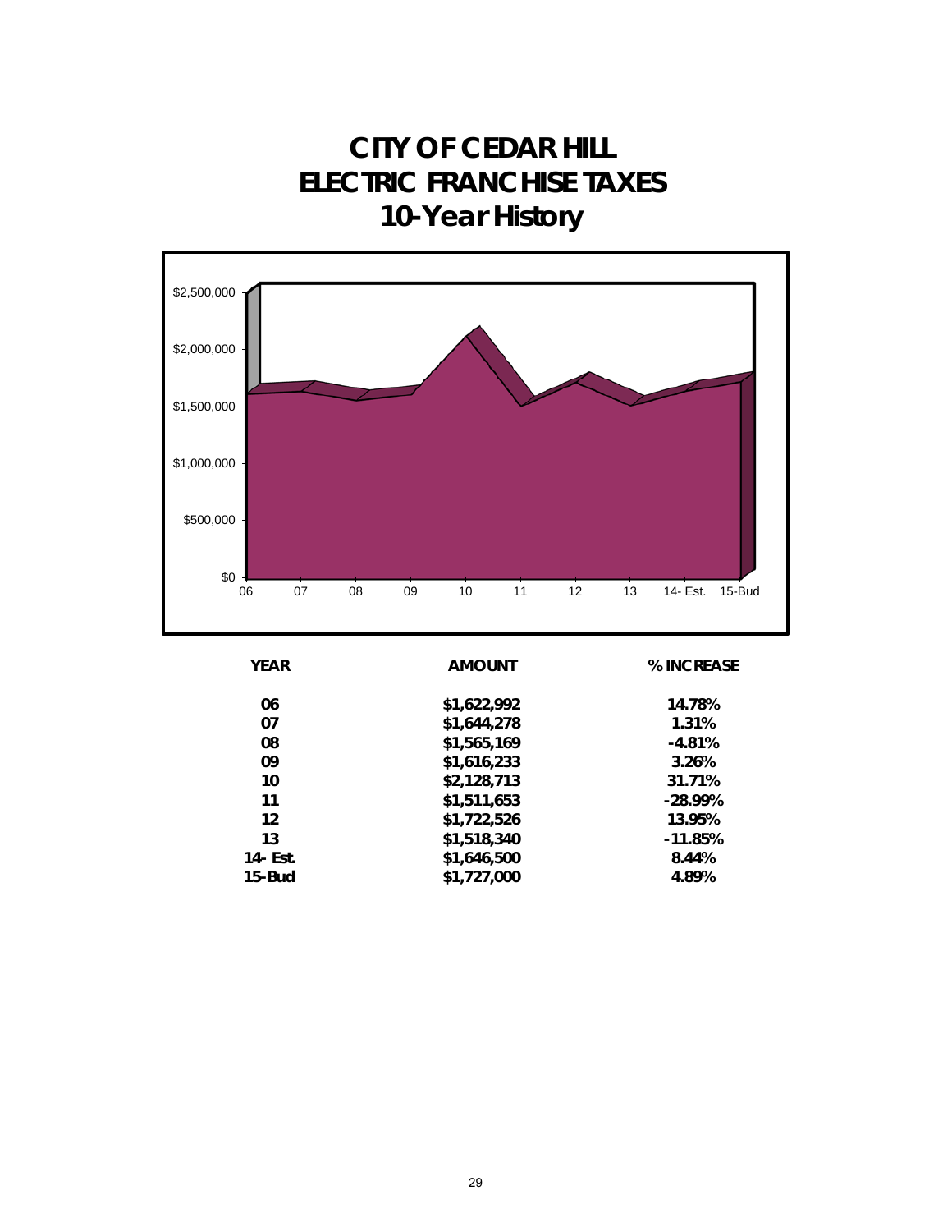# CITY OF CEDAR HILL
# ELECTRIC FRANCHISE TAXES
# 10-Year History

| YEAR | AMOUNT | % INCREASE |
|---|---|---|
| 06 | $1,622,992 | 14.78% |
| 07 | $1,644,278 | 1.31% |
| 08 | $1,565,169 | -4.81% |
| 09 | $1,616,233 | 3.26% |
| 10 | $2,128,713 | 31.71% |
| 11 | $1,511,653 | -28.99% |
| 12 | $1,722,526 | 13.95% |
| 13 | $1,518,340 | -11.85% |
| 14- Est. | $1,646,500 | 8.44% |
| 15-Bud | $1,727,000 | 4.89% |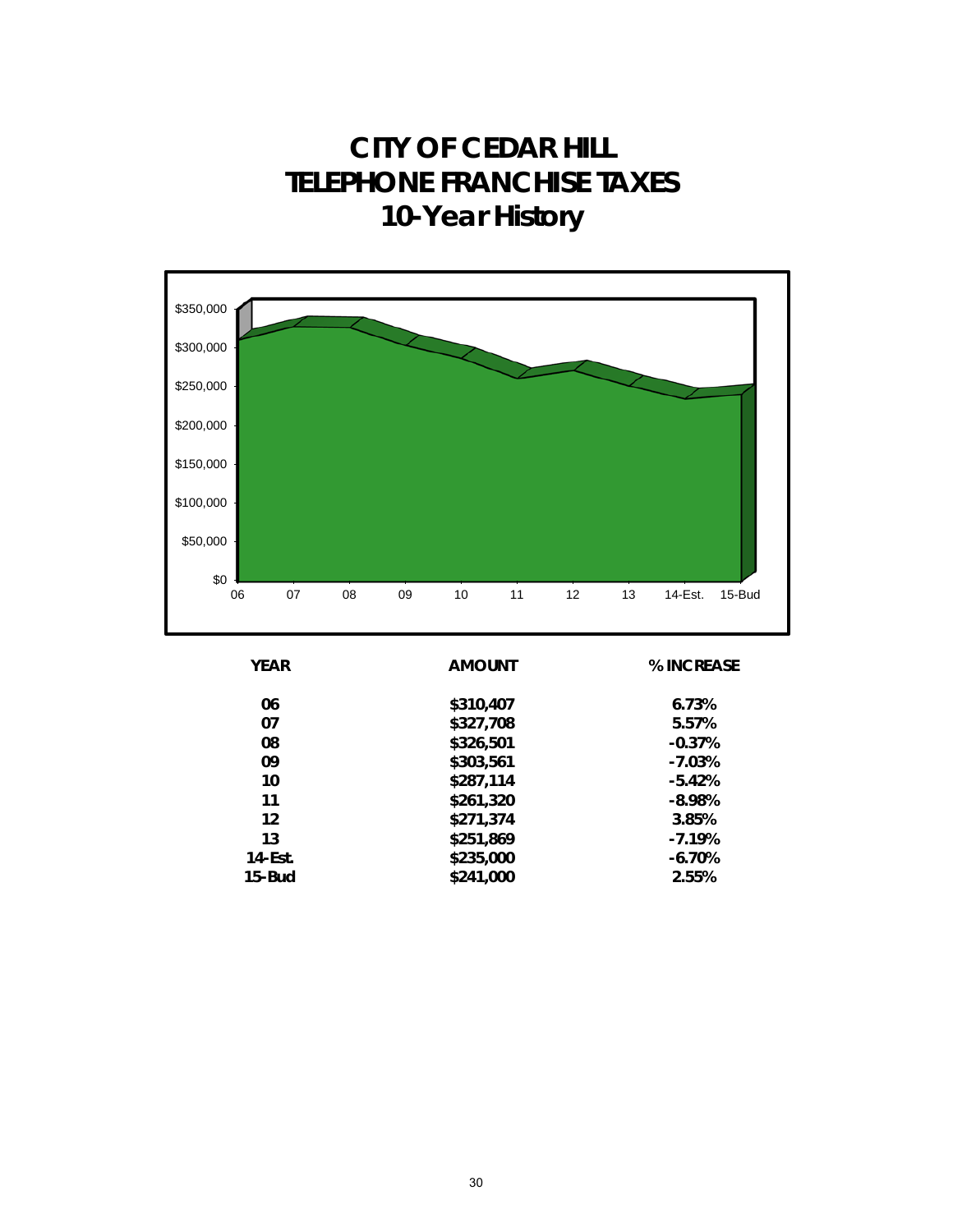# CITY OF CEDAR HILL
# TELEPHONE FRANCHISE TAXES
# 10-Year History

| YEAR | AMOUNT | % INCREASE |
|---|---|---|
| 06 | $310,407 | 6.73% |
| 07 | $327,708 | 5.57% |
| 08 | $326,501 | -0.37% |
| 09 | $303,561 | -7.03% |
| 10 | $287,114 | -5.42% |
| 11 | $261,320 | -8.98% |
| 12 | $271,374 | 3.85% |
| 13 | $251,869 | -7.19% |
| 14-Est. | $235,000 | -6.70% |
| 15-Bud | $241,000 | 2.55% |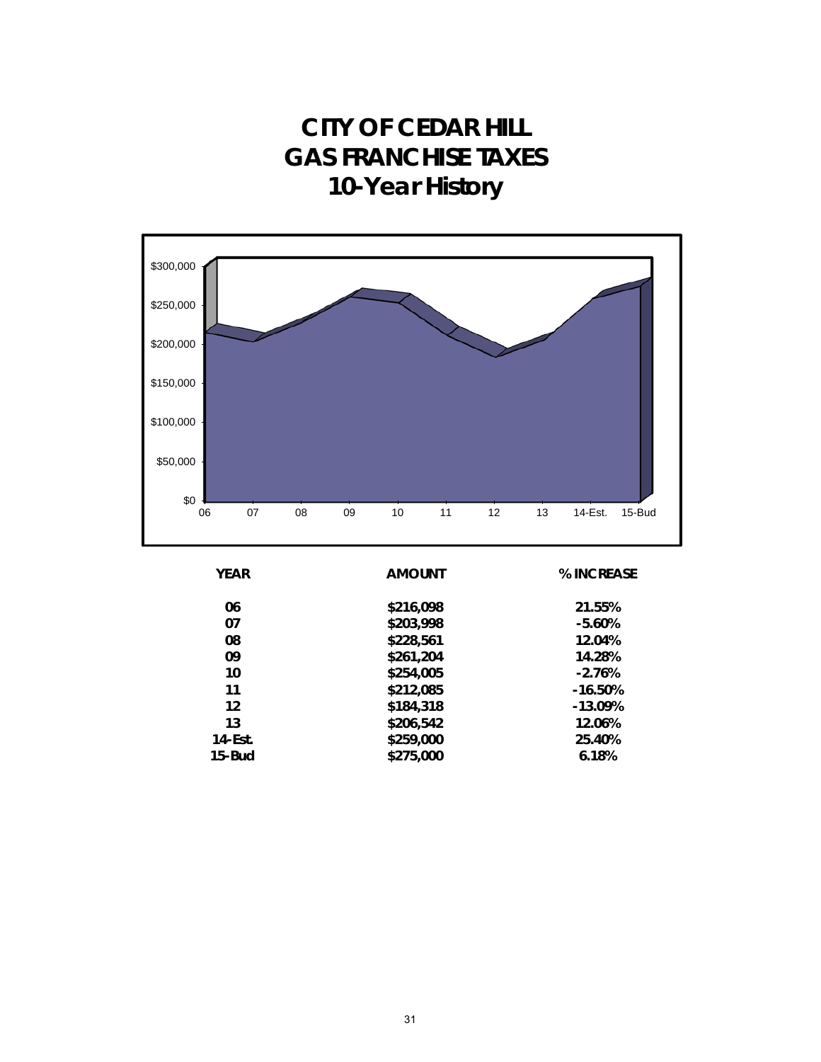# CITY OF CEDAR HILL
# GAS FRANCHISE TAXES
# 10-Year History

| YEAR | AMOUNT | % INCREASE |
|---|---|---|
| 06 | $216,098 | 21.55% |
| 07 | $203,998 | -5.60% |
| 08 | $228,561 | 12.04% |
| 09 | $261,204 | 14.28% |
| 10 | $254,005 | -2.76% |
| 11 | $212,085 | -16.50% |
| 12 | $184,318 | -13.09% |
| 13 | $206,542 | 12.06% |
| 14-Est. | $259,000 | 25.40% |
| 15-Bud | $275,000 | 6.18% |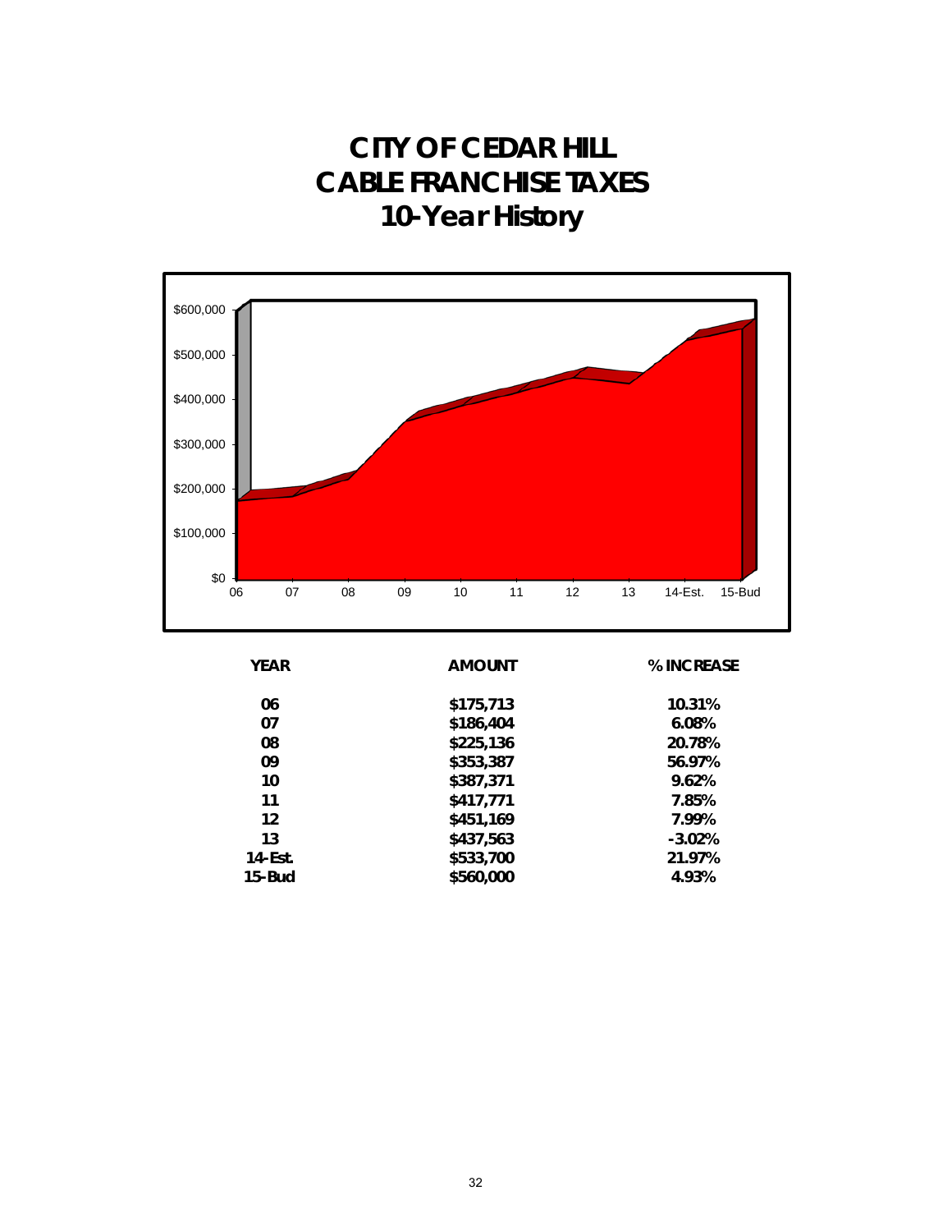# CITY OF CEDAR HILL
# CABLE FRANCHISE TAXES
# 10-Year History

| YEAR | AMOUNT | % INCREASE |
| --- | --- | --- |
| 06 | $175,713 | 10.31% |
| 07 | $186,404 | 6.08% |
| 08 | $225,136 | 20.78% |
| 09 | $353,387 | 56.97% |
| 10 | $387,371 | 9.62% |
| 11 | $417,771 | 7.85% |
| 12 | $451,169 | 7.99% |
| 13 | $437,563 | -3.02% |
| 14-Est. | $533,700 | 21.97% |
| 15-Bud | $560,000 | 4.93% |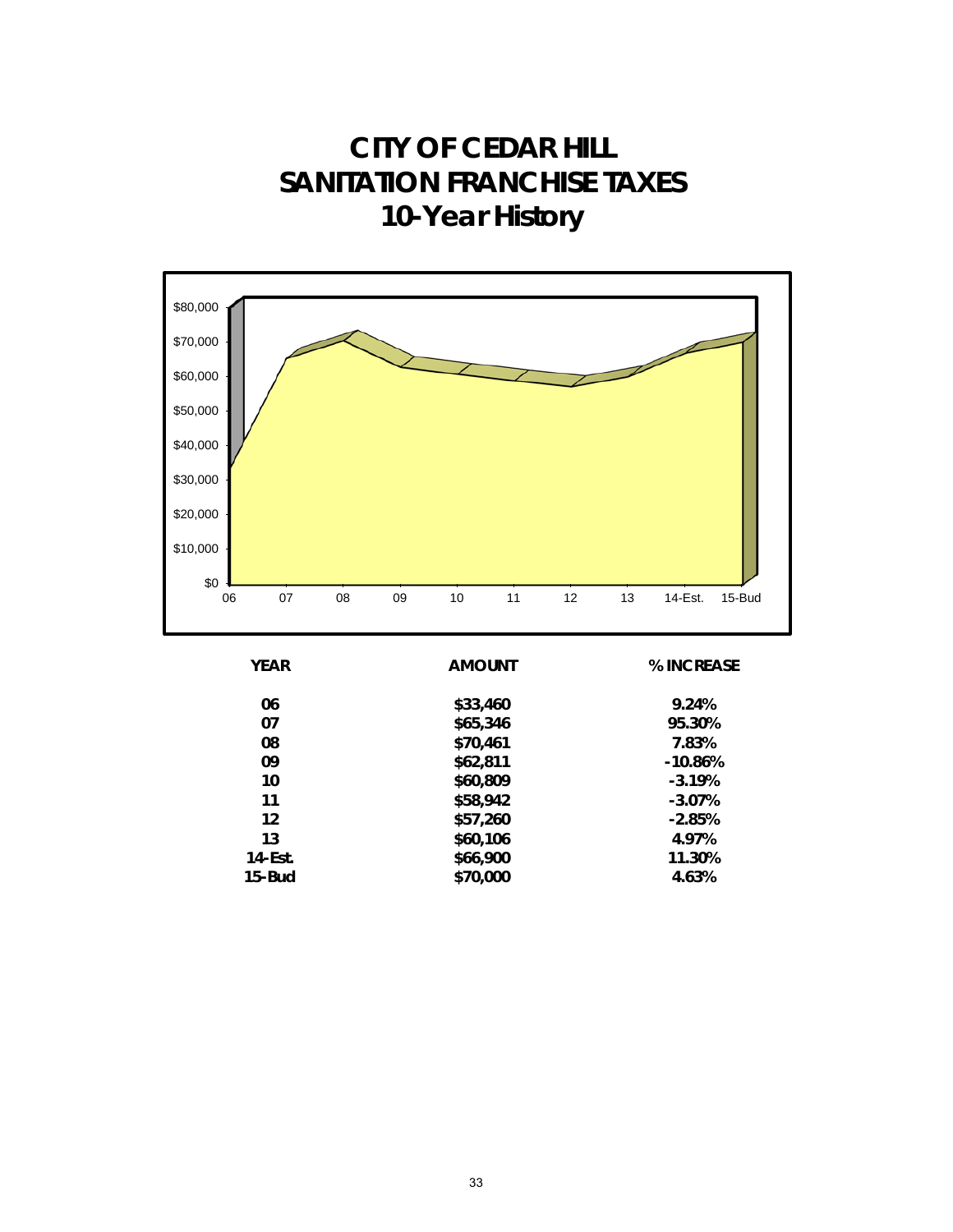# CITY OF CEDAR HILL
# SANITATION FRANCHISE TAXES
# 10-Year History

| YEAR | AMOUNT | % INCREASE |
|---|---|---|
| 06 | $33,460 | 9.24% |
| 07 | $65,346 | 95.30% |
| 08 | $70,461 | 7.83% |
| 09 | $62,811 | -10.86% |
| 10 | $60,809 | -3.19% |
| 11 | $58,942 | -3.07% |
| 12 | $57,260 | -2.85% |
| 13 | $60,106 | 4.97% |
| 14-Est. | $66,900 | 11.30% |
| 15-Bud | $70,000 | 4.63% |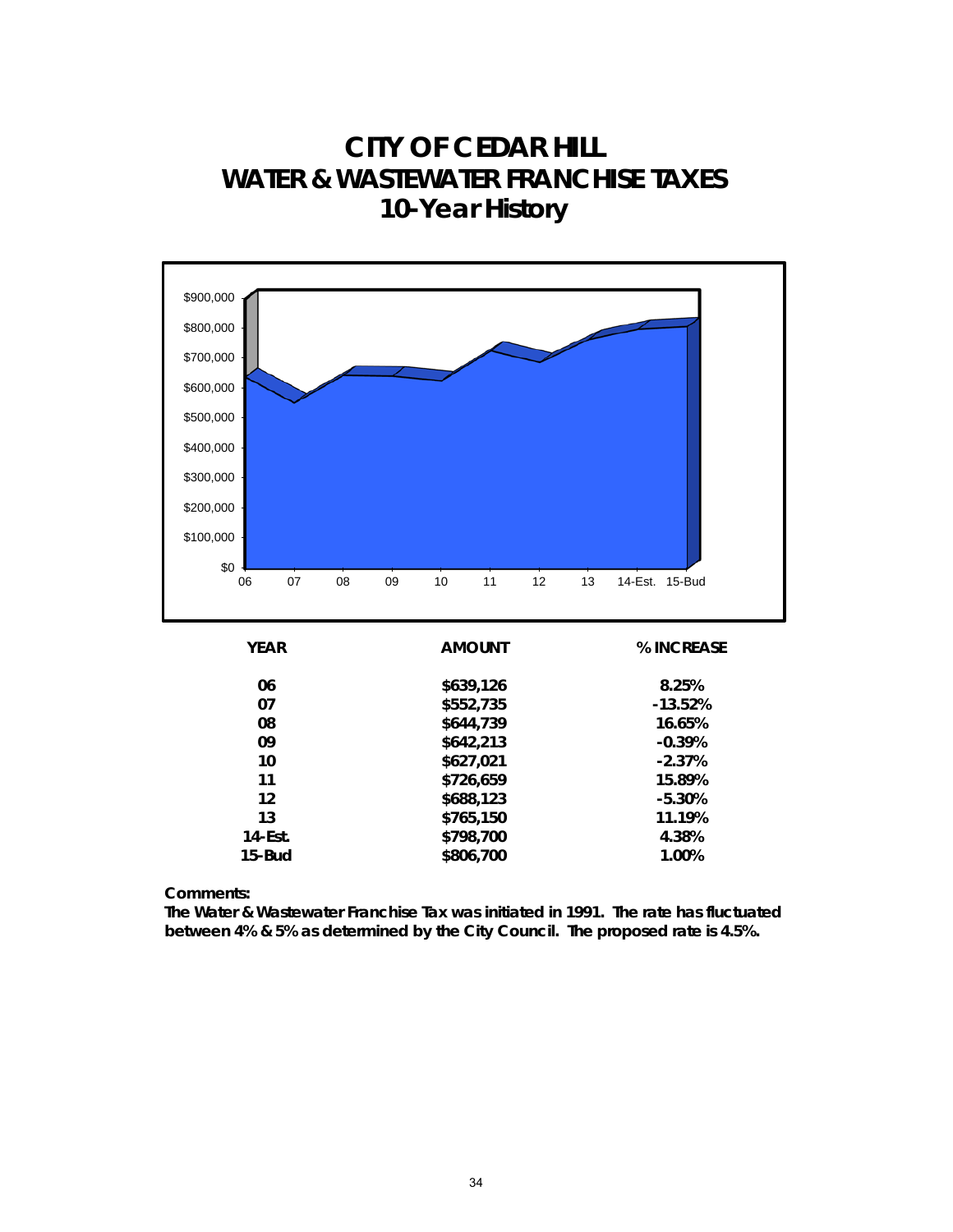# CITY OF CEDAR HILL
# WATER & WASTEWATER FRANCHISE TAXES
# 10-Year History

| YEAR | AMOUNT | % INCREASE |
|---|---|---|
| 06 | $639,126 | 8.25% |
| 07 | $552,735 | -13.52% |
| 08 | $644,739 | 16.65% |
| 09 | $642,213 | -0.39% |
| 10 | $627,021 | -2.37% |
| 11 | $726,659 | 15.89% |
| 12 | $688,123 | -5.30% |
| 13 | $765,150 | 11.19% |
| 14-Est. | $798,700 | 4.38% |
| 15-Bud | $806,700 | 1.00% |

**Comments:**

**The Water & Wastewater Franchise Tax was initiated in 1991. The rate has fluctuated between 4% & 5% as determined by the City Council. The proposed rate is 4.5%.**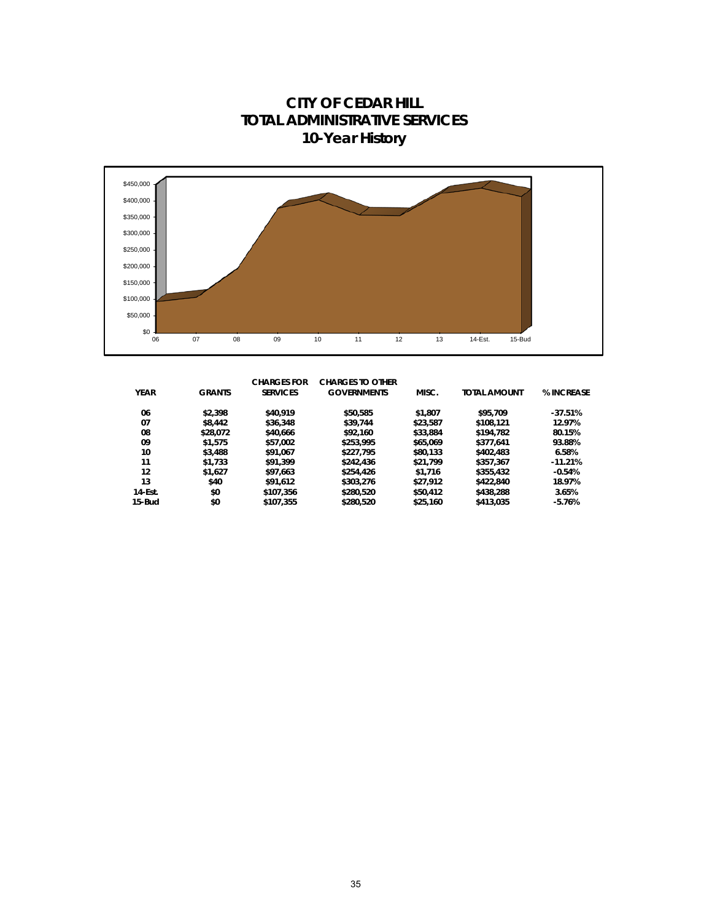# CITY OF CEDAR HILL
## TOTAL ADMINISTRATIVE SERVICES
### 10-Year History

| YEAR | GRANTS | CHARGES FOR SERVICES | CHARGES TO OTHER GOVERNMENTS | MISC. | TOTAL AMOUNT | % INCREASE |
|---|---|---|---|---|---|---|
| 06 | $2,398 | $40,919 | $50,585 | $1,807 | $95,709 | -37.51% |
| 07 | $8,442 | $36,348 | $39,744 | $23,587 | $108,121 | 12.97% |
| 08 | $28,072 | $40,666 | $92,160 | $33,884 | $194,782 | 80.15% |
| 09 | $1,575 | $57,002 | $253,995 | $65,069 | $377,641 | 93.88% |
| 10 | $3,488 | $91,067 | $227,795 | $80,133 | $402,483 | 6.58% |
| 11 | $1,733 | $91,399 | $242,436 | $21,799 | $357,367 | -11.21% |
| 12 | $1,627 | $97,663 | $254,426 | $1,716 | $355,432 | -0.54% |
| 13 | $40 | $91,612 | $303,276 | $27,912 | $422,840 | 18.97% |
| 14-Est. | $0 | $107,356 | $280,520 | $50,412 | $438,288 | 3.65% |
| 15-Bud | $0 | $107,355 | $280,520 | $25,160 | $413,035 | -5.76% |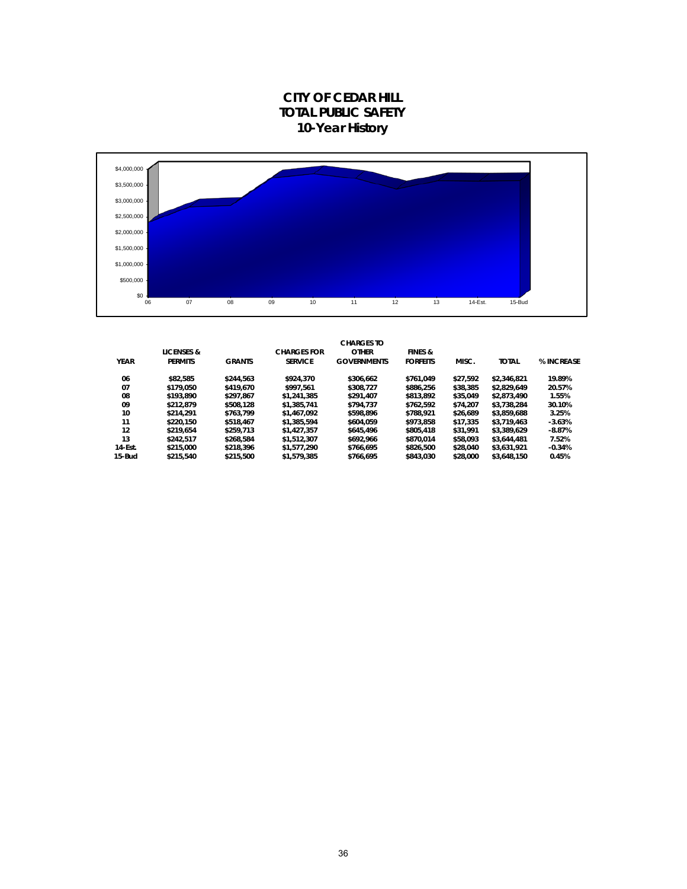# CITY OF CEDAR HILL
## TOTAL PUBLIC SAFETY
### 10-Year History

| YEAR | LICENSES & PERMITS | GRANTS | CHARGES FOR SERVICE | CHARGES TO OTHER GOVERNMENTS | FINES & FORFEITS | MISC. | TOTAL | % INCREASE |
|---|---|---|---|---|---|---|---|---|
| 06 | $82,585 | $244,563 | $924,370 | $306,662 | $761,049 | $27,592 | $2,346,821 | 19.89% |
| 07 | $179,050 | $419,670 | $997,561 | $308,727 | $886,256 | $38,385 | $2,829,649 | 20.57% |
| 08 | $193,890 | $297,867 | $1,241,385 | $291,407 | $813,892 | $35,049 | $2,873,490 | 1.55% |
| 09 | $212,879 | $508,128 | $1,385,741 | $794,737 | $762,592 | $74,207 | $3,738,284 | 30.10% |
| 10 | $214,291 | $763,799 | $1,467,092 | $598,896 | $788,921 | $26,689 | $3,859,688 | 3.25% |
| 11 | $220,150 | $518,467 | $1,385,594 | $604,059 | $973,858 | $17,335 | $3,719,463 | -3.63% |
| 12 | $219,654 | $259,713 | $1,427,357 | $645,496 | $805,418 | $31,991 | $3,389,629 | -8.87% |
| 13 | $242,517 | $268,584 | $1,512,307 | $692,966 | $870,014 | $58,093 | $3,644,481 | 7.52% |
| 14-Est. | $215,000 | $218,396 | $1,577,290 | $766,695 | $826,500 | $28,040 | $3,631,921 | -0.34% |
| 15-Bud | $215,540 | $215,500 | $1,579,385 | $766,695 | $843,030 | $28,000 | $3,648,150 | 0.45% |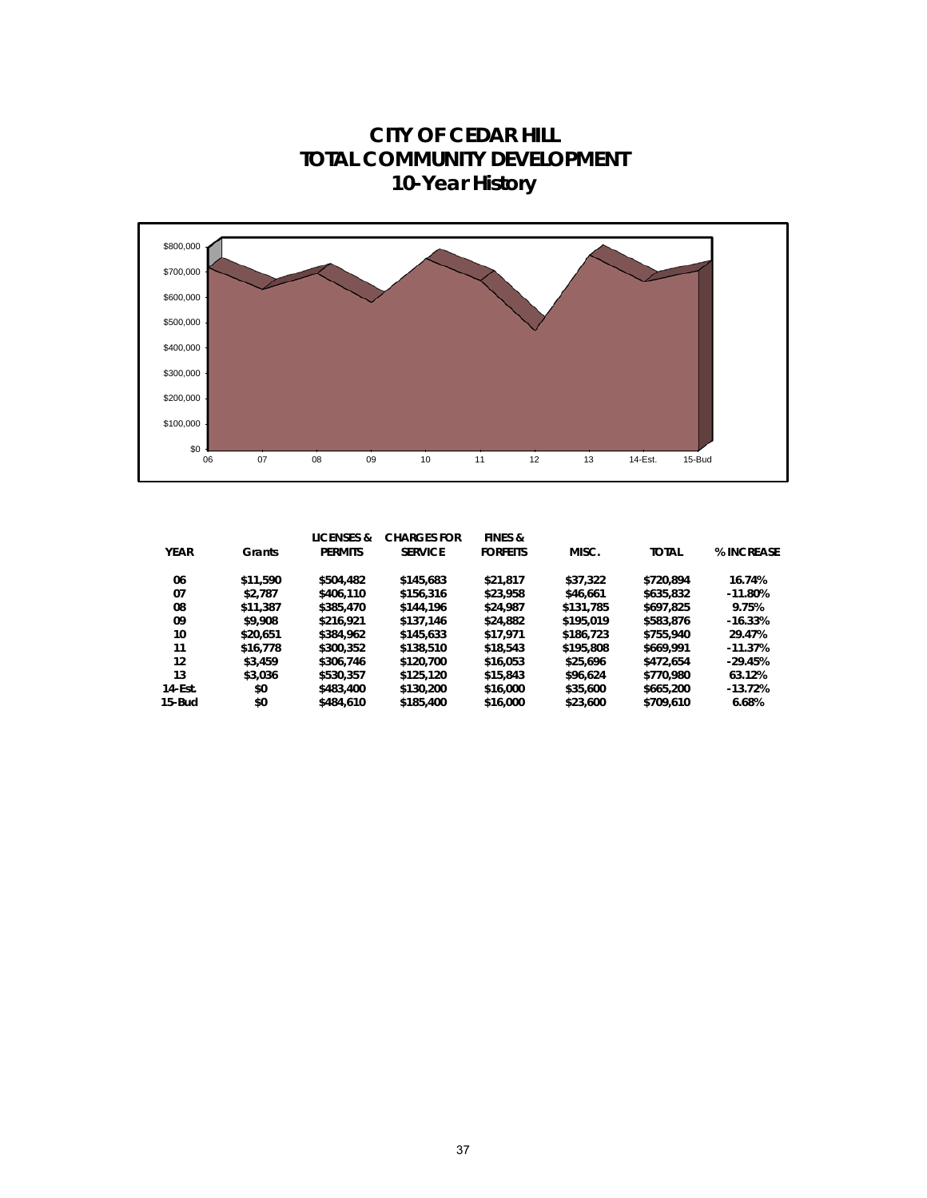# CITY OF CEDAR HILL
# TOTAL COMMUNITY DEVELOPMENT
# 10-Year History

| YEAR | Grants | LICENSES & PERMITS | CHARGES FOR SERVICE | FINES & FORFEITS | MISC. | TOTAL | % INCREASE |
|---|---|---|---|---|---|---|---|
| 06 | $11,590 | $504,482 | $145,683 | $21,817 | $37,322 | $720,894 | 16.74% |
| 07 | $2,787 | $406,110 | $156,316 | $23,958 | $46,661 | $635,832 | -11.80% |
| 08 | $11,387 | $385,470 | $144,196 | $24,987 | $131,785 | $697,825 | 9.75% |
| 09 | $9,908 | $216,921 | $137,146 | $24,882 | $195,019 | $583,876 | -16.33% |
| 10 | $20,651 | $384,962 | $145,633 | $17,971 | $186,723 | $755,940 | 29.47% |
| 11 | $16,778 | $300,352 | $138,510 | $18,543 | $195,808 | $669,991 | -11.37% |
| 12 | $3,459 | $306,746 | $120,700 | $16,053 | $25,696 | $472,654 | -29.45% |
| 13 | $3,036 | $530,357 | $125,120 | $15,843 | $96,624 | $770,980 | 63.12% |
| 14-Est. | $0 | $483,400 | $130,200 | $16,000 | $35,600 | $665,200 | -13.72% |
| 15-Bud | $0 | $484,610 | $185,400 | $16,000 | $23,600 | $709,610 | 6.68% |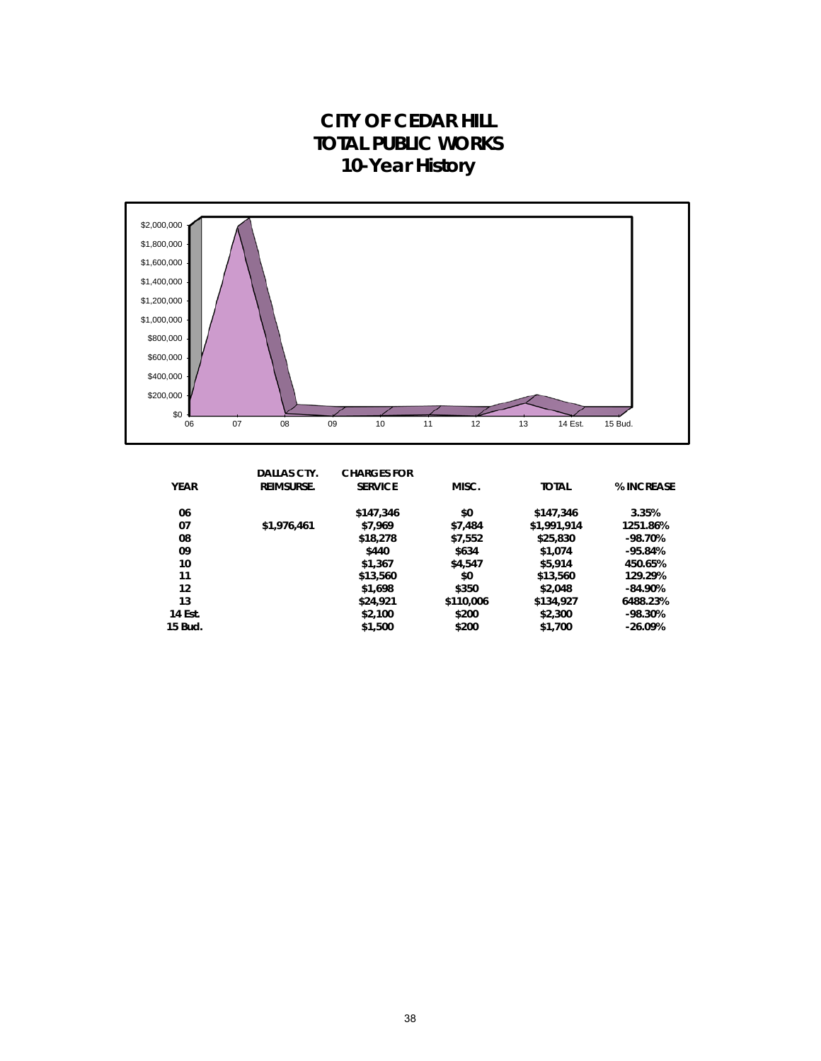# CITY OF CEDAR HILL
# TOTAL PUBLIC WORKS
# 10-Year History

$2,000,000
$1,800,000
$1,600,000
$1,400,000
$1,200,000
$1,000,000
$800,000
$600,000
$400,000
$200,000
$0

06 07 08 09 10 11 12 13 14 Est. 15 Bud.

| YEAR | DALLAS CTY. REIMBURSE. | CHARGES FOR SERVICE | MISC. | TOTAL | % INCREASE |
|---|---|---|---|---|---|
| 06 | | $147,346 | $0 | $147,346 | 3.35% |
| 07 | $1,976,461 | $7,969 | $7,484 | $1,991,914 | 1251.86% |
| 08 | | $18,278 | $7,552 | $25,830 | -98.70% |
| 09 | | $440 | $634 | $1,074 | -95.84% |
| 10 | | $1,367 | $4,547 | $5,914 | 450.65% |
| 11 | | $13,560 | $0 | $13,560 | 129.29% |
| 12 | | $1,698 | $350 | $2,048 | -84.90% |
| 13 | | $24,921 | $110,006 | $134,927 | 6488.23% |
| 14 Est. | | $2,100 | $200 | $2,300 | -98.30% |
| 15 Bud. | | $1,500 | $200 | $1,700 | -26.09% |